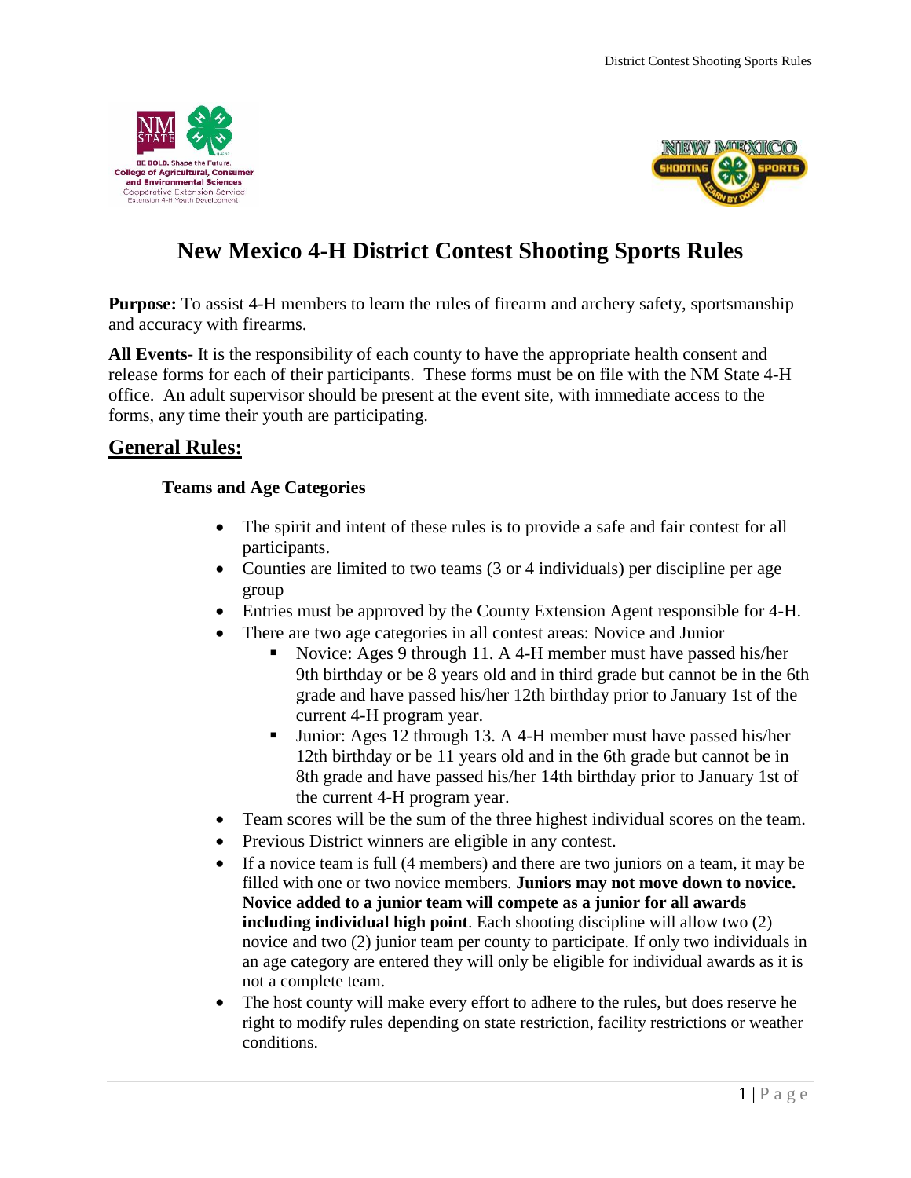# New Mexico 4-H District Contest Shooting Sports Rules

**Purpose:** To assist 4-H members to learn the rules of firearm and archery safety, sportsmanship and accuracy with firearms.

**All Events-** It is the responsibility of each county to have the appropriate health consent and release forms for each of their participants. These forms must be on file with the NM State 4-H office. An adult supervisor should be present at the event site, with immediate access to the forms, any time their youth are participating.

## General Rules:

### Teams and Age Categories

- The spirit and intent of these rules is to provide a safe and fair contest for all participants.
- Counties are limited to two teams (3 or 4 individuals) per discipline per age group
- Entries must be approved by the County Extension Agent responsible for 4-H.
- There are two age categories in all contest areas: Novice and Junior
  - Novice: Ages 9 through 11. A 4-H member must have passed his/her 9th birthday or be 8 years old and in third grade but cannot be in the 6th grade and have passed his/her 12th birthday prior to January 1st of the current 4-H program year.
  - Junior: Ages 12 through 13. A 4-H member must have passed his/her 12th birthday or be 11 years old and in the 6th grade but cannot be in 8th grade and have passed his/her 14th birthday prior to January 1st of the current 4-H program year.
- Team scores will be the sum of the three highest individual scores on the team.
- Previous District winners are eligible in any contest.
- If a novice team is full (4 members) and there are two juniors on a team, it may be filled with one or two novice members. **Juniors may not move down to novice. Novice added to a junior team will compete as a junior for all awards including individual high point**. Each shooting discipline will allow two (2) novice and two (2) junior team per county to participate. If only two individuals in an age category are entered they will only be eligible for individual awards as it is not a complete team.
- The host county will make every effort to adhere to the rules, but does reserve he right to modify rules depending on state restriction, facility restrictions or weather conditions.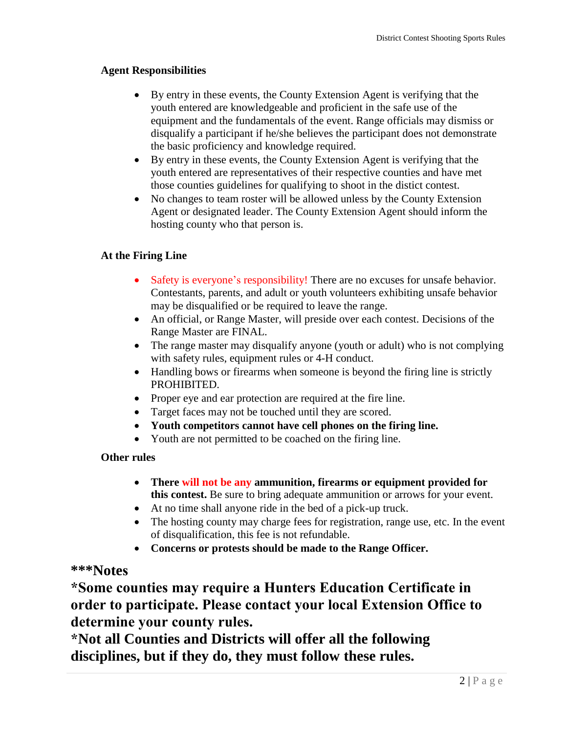### Agent Responsibilities

- By entry in these events, the County Extension Agent is verifying that the youth entered are knowledgeable and proficient in the safe use of the equipment and the fundamentals of the event. Range officials may dismiss or disqualify a participant if he/she believes the participant does not demonstrate the basic proficiency and knowledge required.
- By entry in these events, the County Extension Agent is verifying that the youth entered are representatives of their respective counties and have met those counties guidelines for qualifying to shoot in the distict contest.
- No changes to team roster will be allowed unless by the County Extension Agent or designated leader. The County Extension Agent should inform the hosting county who that person is.

### At the Firing Line

- Safety is everyone's responsibility! There are no excuses for unsafe behavior. Contestants, parents, and adult or youth volunteers exhibiting unsafe behavior may be disqualified or be required to leave the range.
- An official, or Range Master, will preside over each contest. Decisions of the Range Master are FINAL.
- The range master may disqualify anyone (youth or adult) who is not complying with safety rules, equipment rules or 4-H conduct.
- Handling bows or firearms when someone is beyond the firing line is strictly PROHIBITED.
- Proper eye and ear protection are required at the fire line.
- Target faces may not be touched until they are scored.
- **Youth competitors cannot have cell phones on the firing line.**
- Youth are not permitted to be coached on the firing line.

### Other rules

- **There will not be any ammunition, firearms or equipment provided for this contest.** Be sure to bring adequate ammunition or arrows for your event.
- At no time shall anyone ride in the bed of a pick-up truck.
- The hosting county may charge fees for registration, range use, etc. In the event of disqualification, this fee is not refundable.
- **Concerns or protests should be made to the Range Officer.**

## ***Notes

## *Some counties may require a Hunters Education Certificate in order to participate. Please contact your local Extension Office to determine your county rules.

## *Not all Counties and Districts will offer all the following disciplines, but if they do, they must follow these rules.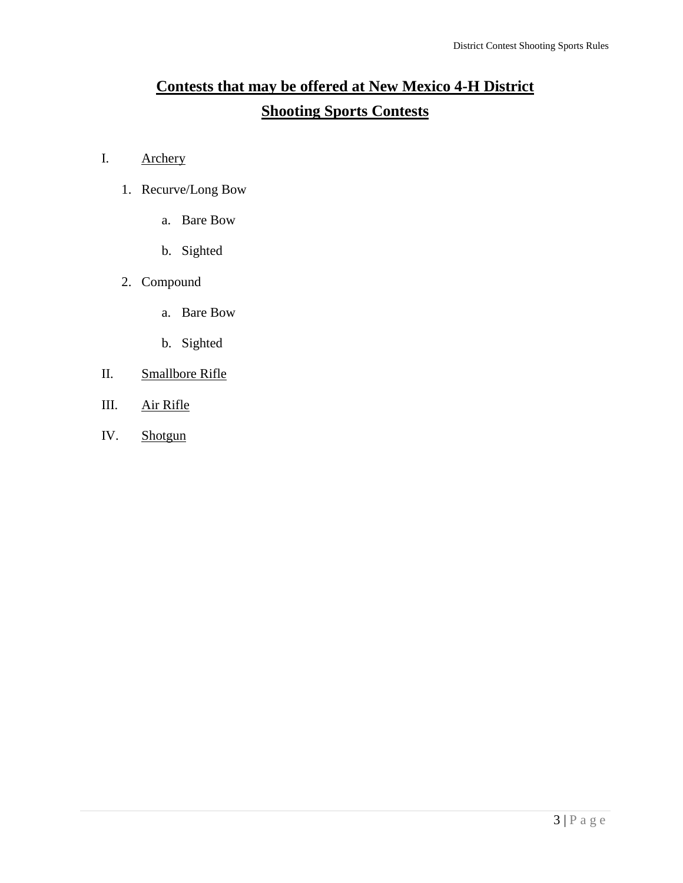# Contests that may be offered at New Mexico 4-H District Shooting Sports Contests

I. Archery

   1. Recurve/Long Bow

      a. Bare Bow

      b. Sighted

   2. Compound

      a. Bare Bow

      b. Sighted

II. Smallbore Rifle

III. Air Rifle

IV. Shotgun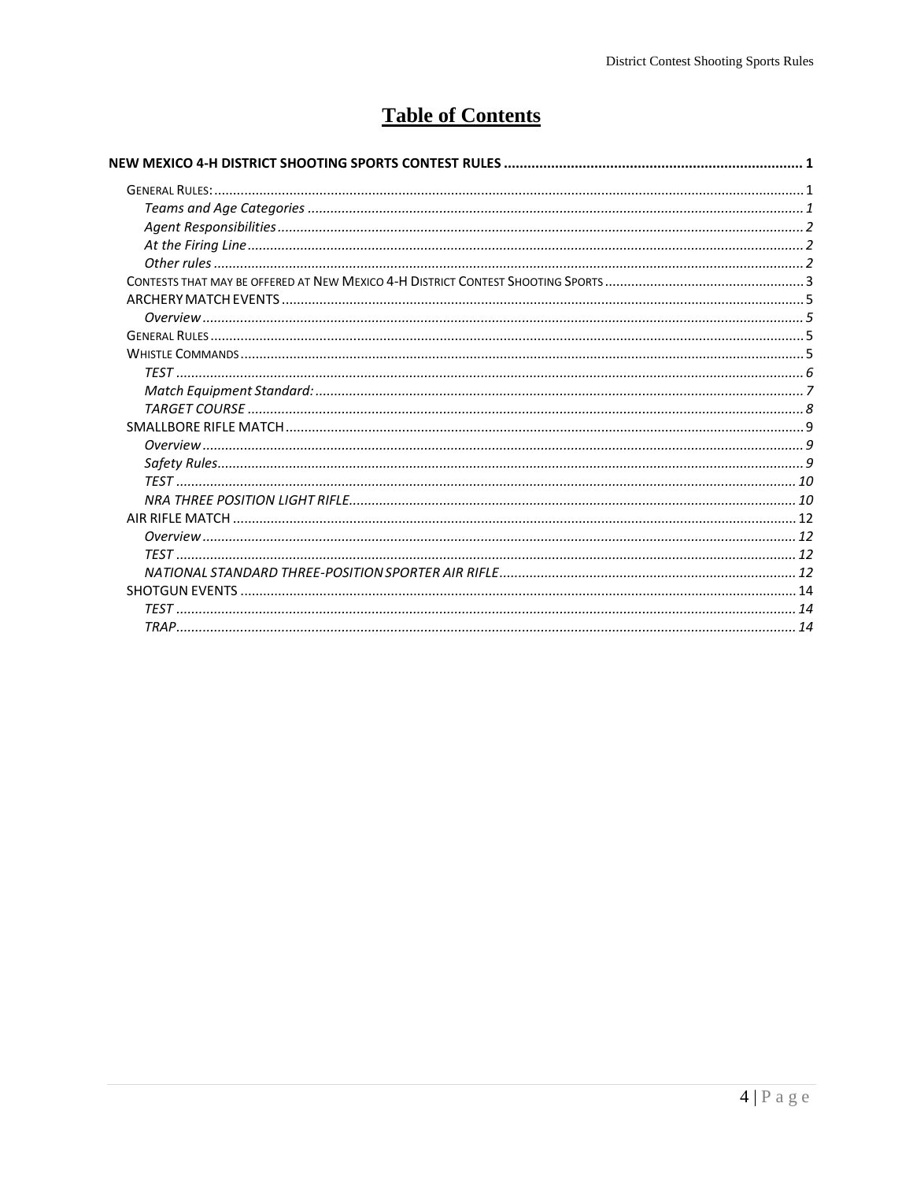# Table of Contents

**NEW MEXICO 4-H DISTRICT SHOOTING SPORTS CONTEST RULES** ........ 1

- GENERAL RULES: ........ 1
  - *Teams and Age Categories* ........ 1
  - *Agent Responsibilities* ........ 2
  - *At the Firing Line* ........ 2
  - *Other rules* ........ 2
- CONTESTS THAT MAY BE OFFERED AT NEW MEXICO 4-H DISTRICT CONTEST SHOOTING SPORTS ........ 3
- ARCHERY MATCH EVENTS ........ 5
  - *Overview* ........ 5
- GENERAL RULES ........ 5
- WHISTLE COMMANDS ........ 5
  - *TEST* ........ 6
  - *Match Equipment Standard:* ........ 7
  - *TARGET COURSE* ........ 8
- SMALLBORE RIFLE MATCH ........ 9
  - *Overview* ........ 9
  - *Safety Rules* ........ 9
  - *TEST* ........ 10
  - *NRA THREE POSITION LIGHT RIFLE* ........ 10
- AIR RIFLE MATCH ........ 12
  - *Overview* ........ 12
  - *TEST* ........ 12
  - *NATIONAL STANDARD THREE-POSITION SPORTER AIR RIFLE* ........ 12
- SHOTGUN EVENTS ........ 14
  - *TEST* ........ 14
  - *TRAP* ........ 14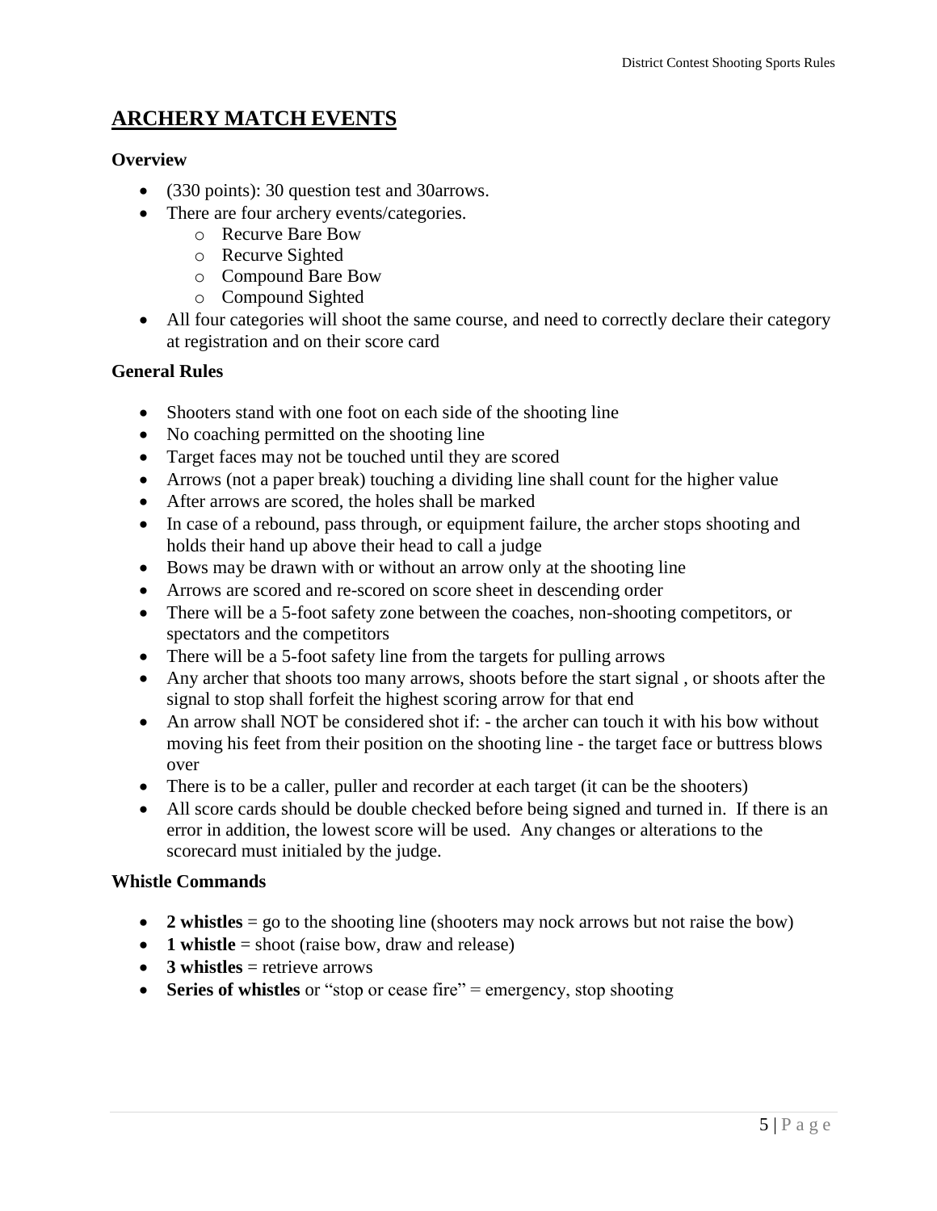## ARCHERY MATCH EVENTS

**Overview**

- (330 points): 30 question test and 30arrows.
- There are four archery events/categories.
  - Recurve Bare Bow
  - Recurve Sighted
  - Compound Bare Bow
  - Compound Sighted
- All four categories will shoot the same course, and need to correctly declare their category at registration and on their score card

**General Rules**

- Shooters stand with one foot on each side of the shooting line
- No coaching permitted on the shooting line
- Target faces may not be touched until they are scored
- Arrows (not a paper break) touching a dividing line shall count for the higher value
- After arrows are scored, the holes shall be marked
- In case of a rebound, pass through, or equipment failure, the archer stops shooting and holds their hand up above their head to call a judge
- Bows may be drawn with or without an arrow only at the shooting line
- Arrows are scored and re-scored on score sheet in descending order
- There will be a 5-foot safety zone between the coaches, non-shooting competitors, or spectators and the competitors
- There will be a 5-foot safety line from the targets for pulling arrows
- Any archer that shoots too many arrows, shoots before the start signal , or shoots after the signal to stop shall forfeit the highest scoring arrow for that end
- An arrow shall NOT be considered shot if: - the archer can touch it with his bow without moving his feet from their position on the shooting line - the target face or buttress blows over
- There is to be a caller, puller and recorder at each target (it can be the shooters)
- All score cards should be double checked before being signed and turned in. If there is an error in addition, the lowest score will be used. Any changes or alterations to the scorecard must initialed by the judge.

**Whistle Commands**

- **2 whistles** = go to the shooting line (shooters may nock arrows but not raise the bow)
- **1 whistle** = shoot (raise bow, draw and release)
- **3 whistles** = retrieve arrows
- **Series of whistles** or "stop or cease fire" = emergency, stop shooting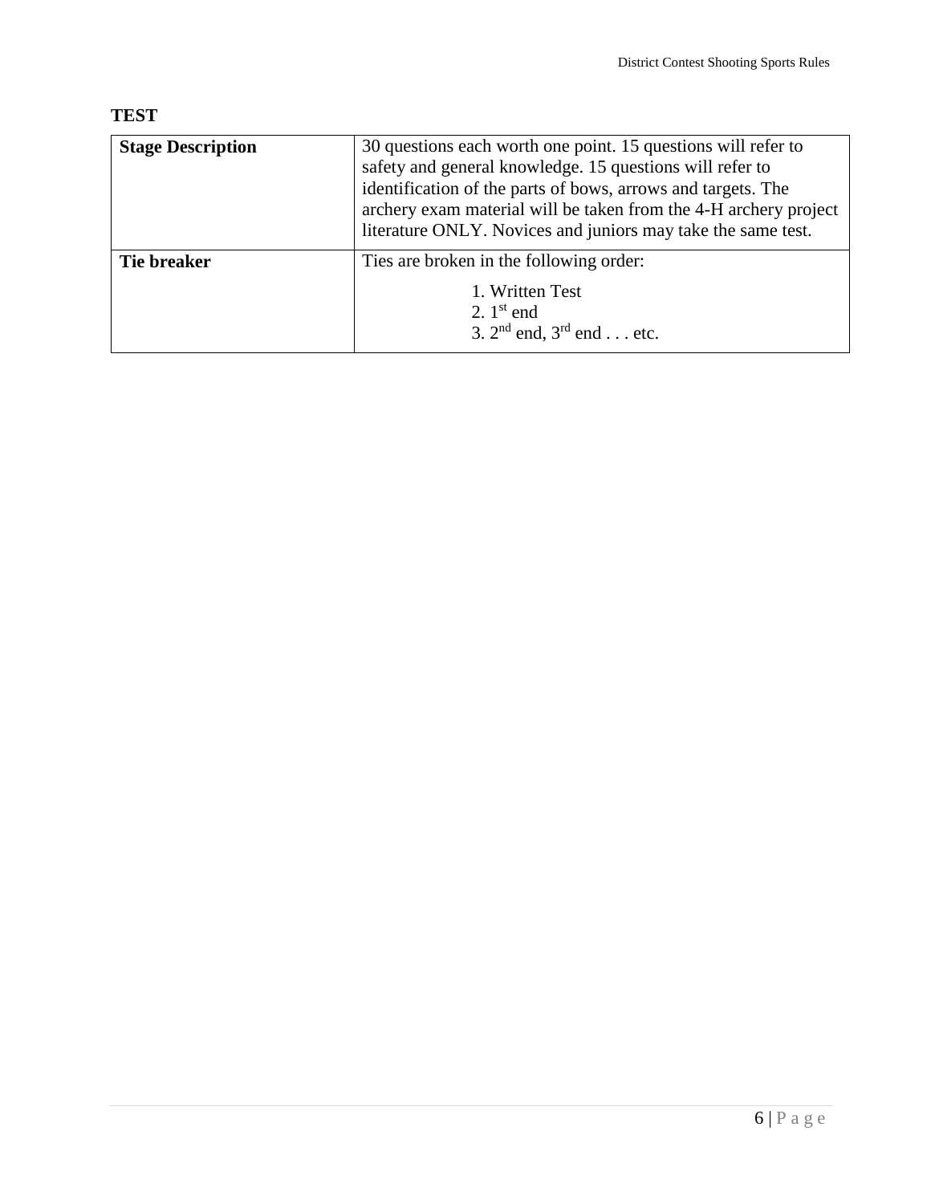## TEST

| | |
|---|---|
| **Stage Description** | 30 questions each worth one point. 15 questions will refer to safety and general knowledge. 15 questions will refer to identification of the parts of bows, arrows and targets. The archery exam material will be taken from the 4-H archery project literature ONLY. Novices and juniors may take the same test. |
| **Tie breaker** | Ties are broken in the following order:<br>1. Written Test<br>2. 1st end<br>3. 2nd end, 3rd end . . . etc. |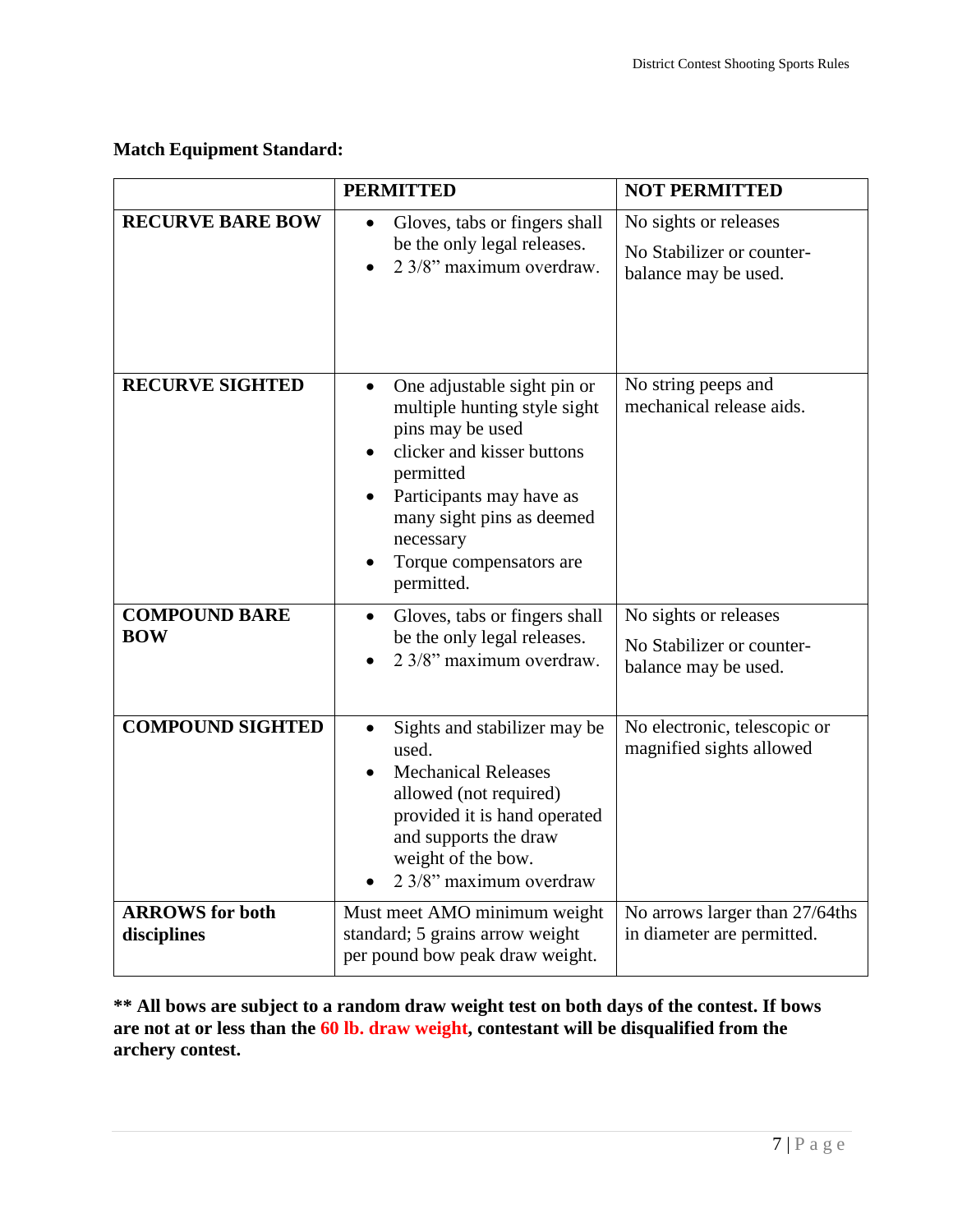**Match Equipment Standard:**

| | PERMITTED | NOT PERMITTED |
|---|---|---|
| **RECURVE BARE BOW** | • Gloves, tabs or fingers shall be the only legal releases.<br>• 2 3/8" maximum overdraw. | No sights or releases<br>No Stabilizer or counter-balance may be used. |
| **RECURVE SIGHTED** | • One adjustable sight pin or multiple hunting style sight pins may be used<br>• clicker and kisser buttons permitted<br>• Participants may have as many sight pins as deemed necessary<br>• Torque compensators are permitted. | No string peeps and mechanical release aids. |
| **COMPOUND BARE BOW** | • Gloves, tabs or fingers shall be the only legal releases.<br>• 2 3/8" maximum overdraw. | No sights or releases<br>No Stabilizer or counter-balance may be used. |
| **COMPOUND SIGHTED** | • Sights and stabilizer may be used.<br>• Mechanical Releases allowed (not required) provided it is hand operated and supports the draw weight of the bow.<br>• 2 3/8" maximum overdraw | No electronic, telescopic or magnified sights allowed |
| **ARROWS for both disciplines** | Must meet AMO minimum weight standard; 5 grains arrow weight per pound bow peak draw weight. | No arrows larger than 27/64ths in diameter are permitted. |

**\*\* All bows are subject to a random draw weight test on both days of the contest. If bows are not at or less than the 60 lb. draw weight, contestant will be disqualified from the archery contest.**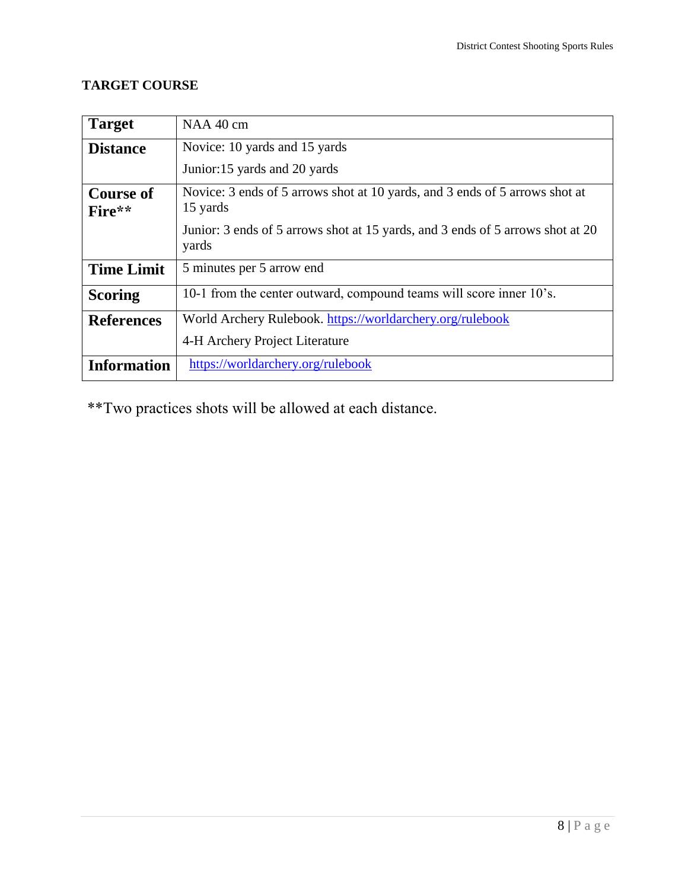## TARGET COURSE

| | |
|---|---|
| **Target** | NAA 40 cm |
| **Distance** | Novice: 10 yards and 15 yards<br>Junior:15 yards and 20 yards |
| **Course of Fire**** | Novice: 3 ends of 5 arrows shot at 10 yards, and 3 ends of 5 arrows shot at 15 yards<br>Junior: 3 ends of 5 arrows shot at 15 yards, and 3 ends of 5 arrows shot at 20 yards |
| **Time Limit** | 5 minutes per 5 arrow end |
| **Scoring** | 10-1 from the center outward, compound teams will score inner 10's. |
| **References** | World Archery Rulebook. https://worldarchery.org/rulebook<br>4-H Archery Project Literature |
| **Information** | https://worldarchery.org/rulebook |

**Two practices shots will be allowed at each distance.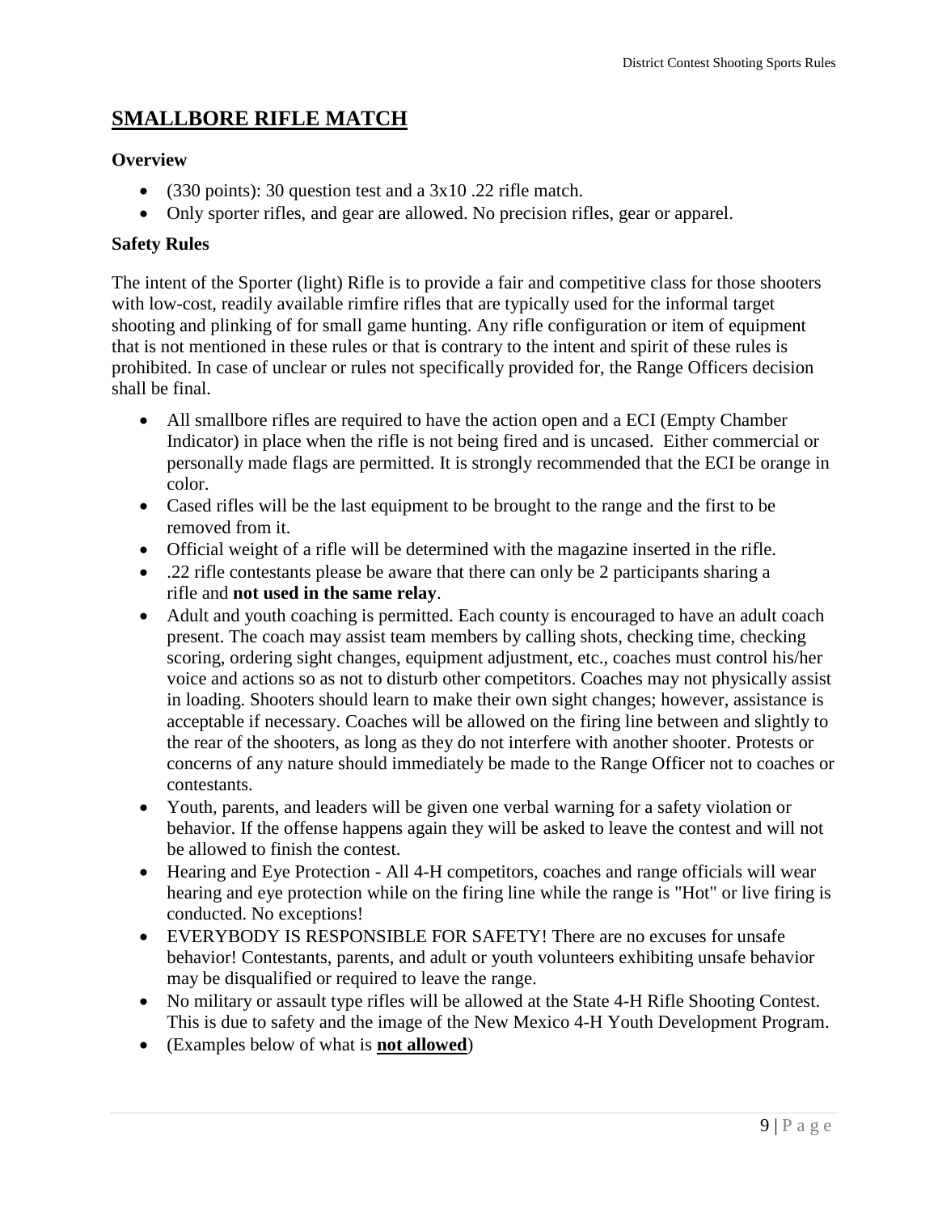## SMALLBORE RIFLE MATCH

**Overview**

- (330 points): 30 question test and a 3x10 .22 rifle match.
- Only sporter rifles, and gear are allowed. No precision rifles, gear or apparel.

**Safety Rules**

The intent of the Sporter (light) Rifle is to provide a fair and competitive class for those shooters with low-cost, readily available rimfire rifles that are typically used for the informal target shooting and plinking of for small game hunting. Any rifle configuration or item of equipment that is not mentioned in these rules or that is contrary to the intent and spirit of these rules is prohibited. In case of unclear or rules not specifically provided for, the Range Officers decision shall be final.

- All smallbore rifles are required to have the action open and a ECI (Empty Chamber Indicator) in place when the rifle is not being fired and is uncased. Either commercial or personally made flags are permitted. It is strongly recommended that the ECI be orange in color.
- Cased rifles will be the last equipment to be brought to the range and the first to be removed from it.
- Official weight of a rifle will be determined with the magazine inserted in the rifle.
- .22 rifle contestants please be aware that there can only be 2 participants sharing a rifle and **not used in the same relay**.
- Adult and youth coaching is permitted. Each county is encouraged to have an adult coach present. The coach may assist team members by calling shots, checking time, checking scoring, ordering sight changes, equipment adjustment, etc., coaches must control his/her voice and actions so as not to disturb other competitors. Coaches may not physically assist in loading. Shooters should learn to make their own sight changes; however, assistance is acceptable if necessary. Coaches will be allowed on the firing line between and slightly to the rear of the shooters, as long as they do not interfere with another shooter. Protests or concerns of any nature should immediately be made to the Range Officer not to coaches or contestants.
- Youth, parents, and leaders will be given one verbal warning for a safety violation or behavior. If the offense happens again they will be asked to leave the contest and will not be allowed to finish the contest.
- Hearing and Eye Protection - All 4-H competitors, coaches and range officials will wear hearing and eye protection while on the firing line while the range is "Hot" or live firing is conducted. No exceptions!
- EVERYBODY IS RESPONSIBLE FOR SAFETY! There are no excuses for unsafe behavior! Contestants, parents, and adult or youth volunteers exhibiting unsafe behavior may be disqualified or required to leave the range.
- No military or assault type rifles will be allowed at the State 4-H Rifle Shooting Contest. This is due to safety and the image of the New Mexico 4-H Youth Development Program.
- (Examples below of what is **not allowed**)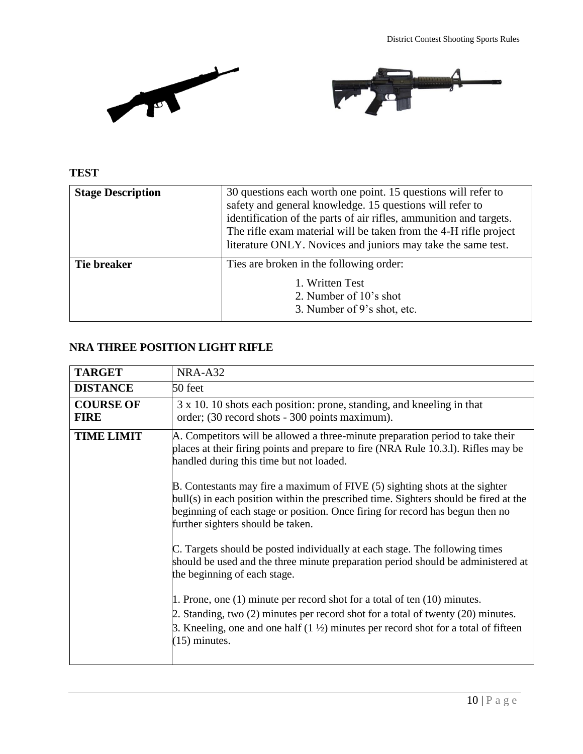## TEST

| | |
|---|---|
| **Stage Description** | 30 questions each worth one point. 15 questions will refer to safety and general knowledge. 15 questions will refer to identification of the parts of air rifles, ammunition and targets. The rifle exam material will be taken from the 4-H rifle project literature ONLY. Novices and juniors may take the same test. |
| **Tie breaker** | Ties are broken in the following order:<br>1. Written Test<br>2. Number of 10's shot<br>3. Number of 9's shot, etc. |

## NRA THREE POSITION LIGHT RIFLE

| | |
|---|---|
| **TARGET** | NRA-A32 |
| **DISTANCE** | 50 feet |
| **COURSE OF FIRE** | 3 x 10. 10 shots each position: prone, standing, and kneeling in that order; (30 record shots - 300 points maximum). |
| **TIME LIMIT** | A. Competitors will be allowed a three-minute preparation period to take their places at their firing points and prepare to fire (NRA Rule 10.3.l). Rifles may be handled during this time but not loaded.<br><br>B. Contestants may fire a maximum of FIVE (5) sighting shots at the sighter bull(s) in each position within the prescribed time. Sighters should be fired at the beginning of each stage or position. Once firing for record has begun then no further sighters should be taken.<br><br>C. Targets should be posted individually at each stage. The following times should be used and the three minute preparation period should be administered at the beginning of each stage.<br><br>1. Prone, one (1) minute per record shot for a total of ten (10) minutes.<br>2. Standing, two (2) minutes per record shot for a total of twenty (20) minutes.<br>3. Kneeling, one and one half (1 ½) minutes per record shot for a total of fifteen (15) minutes. |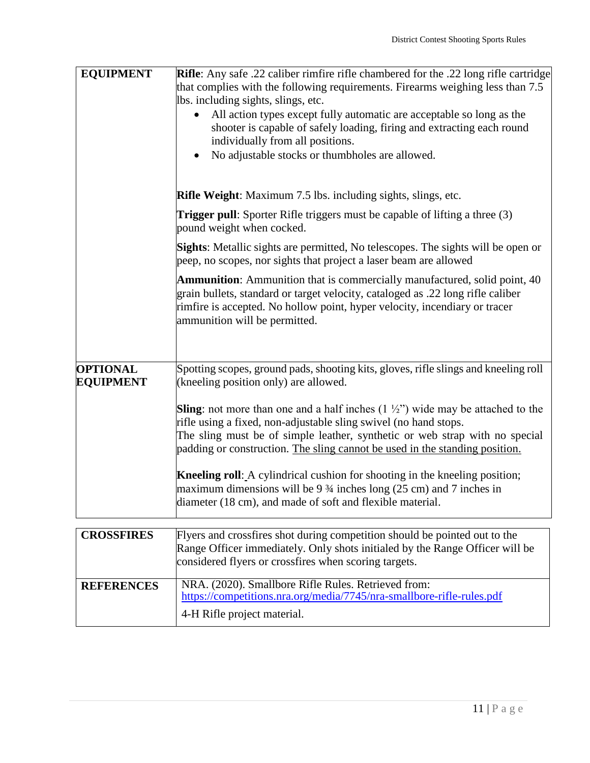| | |
|---|---|
| **EQUIPMENT** | **Rifle**: Any safe .22 caliber rimfire rifle chambered for the .22 long rifle cartridge that complies with the following requirements. Firearms weighing less than 7.5 lbs. including sights, slings, etc.<br>• All action types except fully automatic are acceptable so long as the shooter is capable of safely loading, firing and extracting each round individually from all positions.<br>• No adjustable stocks or thumbholes are allowed.<br><br>**Rifle Weight**: Maximum 7.5 lbs. including sights, slings, etc.<br><br>**Trigger pull**: Sporter Rifle triggers must be capable of lifting a three (3) pound weight when cocked.<br><br>**Sights**: Metallic sights are permitted, No telescopes. The sights will be open or peep, no scopes, nor sights that project a laser beam are allowed<br><br>**Ammunition**: Ammunition that is commercially manufactured, solid point, 40 grain bullets, standard or target velocity, cataloged as .22 long rifle caliber rimfire is accepted. No hollow point, hyper velocity, incendiary or tracer ammunition will be permitted. |
| **OPTIONAL EQUIPMENT** | Spotting scopes, ground pads, shooting kits, gloves, rifle slings and kneeling roll (kneeling position only) are allowed.<br><br>**Sling**: not more than one and a half inches (1 ½") wide may be attached to the rifle using a fixed, non-adjustable sling swivel (no hand stops.<br>The sling must be of simple leather, synthetic or web strap with no special padding or construction. <u>The sling cannot be used in the standing position.</u><br><br>**Kneeling roll**: A cylindrical cushion for shooting in the kneeling position; maximum dimensions will be 9 ¾ inches long (25 cm) and 7 inches in diameter (18 cm), and made of soft and flexible material. |

| | |
|---|---|
| **CROSSFIRES** | Flyers and crossfires shot during competition should be pointed out to the Range Officer immediately. Only shots initialed by the Range Officer will be considered flyers or crossfires when scoring targets. |
| **REFERENCES** | NRA. (2020). Smallbore Rifle Rules. Retrieved from: https://competitions.nra.org/media/7745/nra-smallbore-rifle-rules.pdf<br><br>4-H Rifle project material. |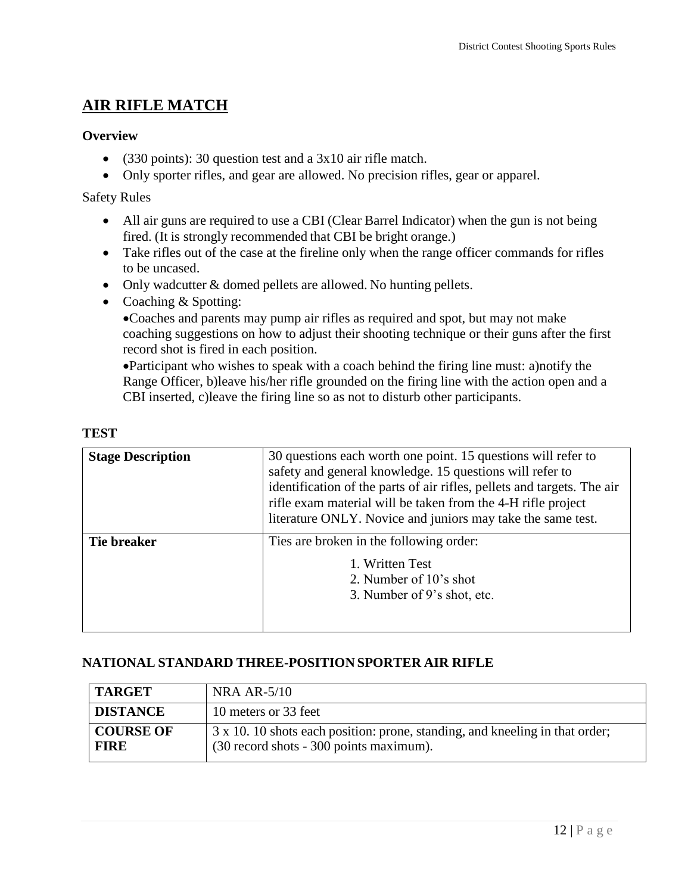## AIR RIFLE MATCH

**Overview**

- (330 points): 30 question test and a 3x10 air rifle match.
- Only sporter rifles, and gear are allowed. No precision rifles, gear or apparel.

Safety Rules

- All air guns are required to use a CBI (Clear Barrel Indicator) when the gun is not being fired. (It is strongly recommended that CBI be bright orange.)
- Take rifles out of the case at the fireline only when the range officer commands for rifles to be uncased.
- Only wadcutter & domed pellets are allowed. No hunting pellets.
- Coaching & Spotting:
  - Coaches and parents may pump air rifles as required and spot, but may not make coaching suggestions on how to adjust their shooting technique or their guns after the first record shot is fired in each position.
  - Participant who wishes to speak with a coach behind the firing line must: a)notify the Range Officer, b)leave his/her rifle grounded on the firing line with the action open and a CBI inserted, c)leave the firing line so as not to disturb other participants.

**TEST**

| **Stage Description** | 30 questions each worth one point. 15 questions will refer to safety and general knowledge. 15 questions will refer to identification of the parts of air rifles, pellets and targets. The air rifle exam material will be taken from the 4-H rifle project literature ONLY. Novice and juniors may take the same test. |
|---|---|
| **Tie breaker** | Ties are broken in the following order: 1. Written Test 2. Number of 10's shot 3. Number of 9's shot, etc. |

**NATIONAL STANDARD THREE-POSITION SPORTER AIR RIFLE**

| **TARGET** | NRA AR-5/10 |
|---|---|
| **DISTANCE** | 10 meters or 33 feet |
| **COURSE OF FIRE** | 3 x 10. 10 shots each position: prone, standing, and kneeling in that order; (30 record shots - 300 points maximum). |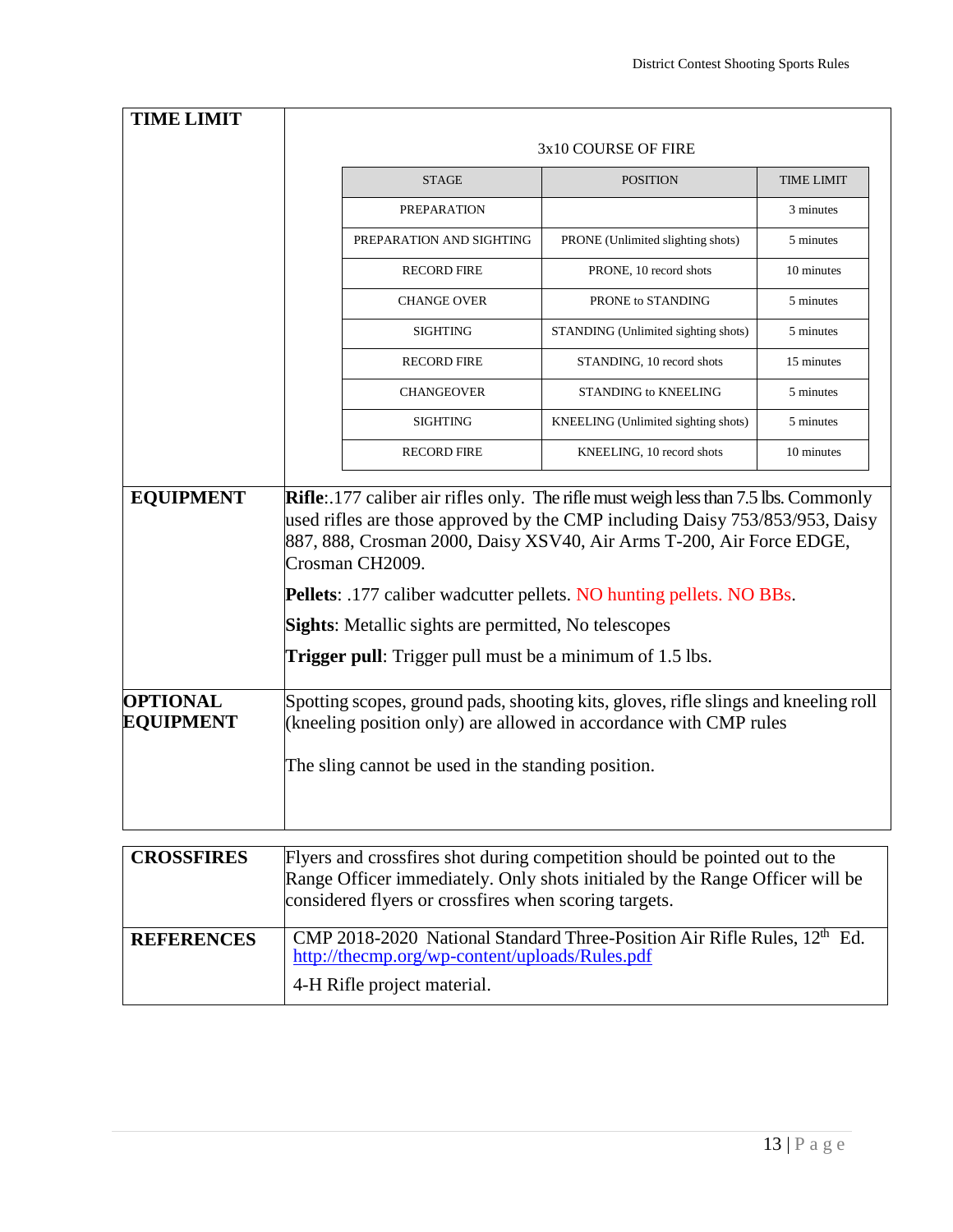## TIME LIMIT

3x10 COURSE OF FIRE

| STAGE | POSITION | TIME LIMIT |
|---|---|---|
| PREPARATION | | 3 minutes |
| PREPARATION AND SIGHTING | PRONE (Unlimited slighting shots) | 5 minutes |
| RECORD FIRE | PRONE, 10 record shots | 10 minutes |
| CHANGE OVER | PRONE to STANDING | 5 minutes |
| SIGHTING | STANDING (Unlimited sighting shots) | 5 minutes |
| RECORD FIRE | STANDING, 10 record shots | 15 minutes |
| CHANGEOVER | STANDING to KNEELING | 5 minutes |
| SIGHTING | KNEELING (Unlimited sighting shots) | 5 minutes |
| RECORD FIRE | KNEELING, 10 record shots | 10 minutes |

## EQUIPMENT

**Rifle**:.177 caliber air rifles only. The rifle must weigh less than 7.5 lbs. Commonly used rifles are those approved by the CMP including Daisy 753/853/953, Daisy 887, 888, Crosman 2000, Daisy XSV40, Air Arms T-200, Air Force EDGE, Crosman CH2009.

**Pellets**: .177 caliber wadcutter pellets. NO hunting pellets. NO BBs.

**Sights**: Metallic sights are permitted, No telescopes

**Trigger pull**: Trigger pull must be a minimum of 1.5 lbs.

## OPTIONAL EQUIPMENT

Spotting scopes, ground pads, shooting kits, gloves, rifle slings and kneeling roll (kneeling position only) are allowed in accordance with CMP rules

The sling cannot be used in the standing position.

## CROSSFIRES

Flyers and crossfires shot during competition should be pointed out to the Range Officer immediately. Only shots initialed by the Range Officer will be considered flyers or crossfires when scoring targets.

## REFERENCES

CMP 2018-2020 National Standard Three-Position Air Rifle Rules, 12th Ed. http://thecmp.org/wp-content/uploads/Rules.pdf

4-H Rifle project material.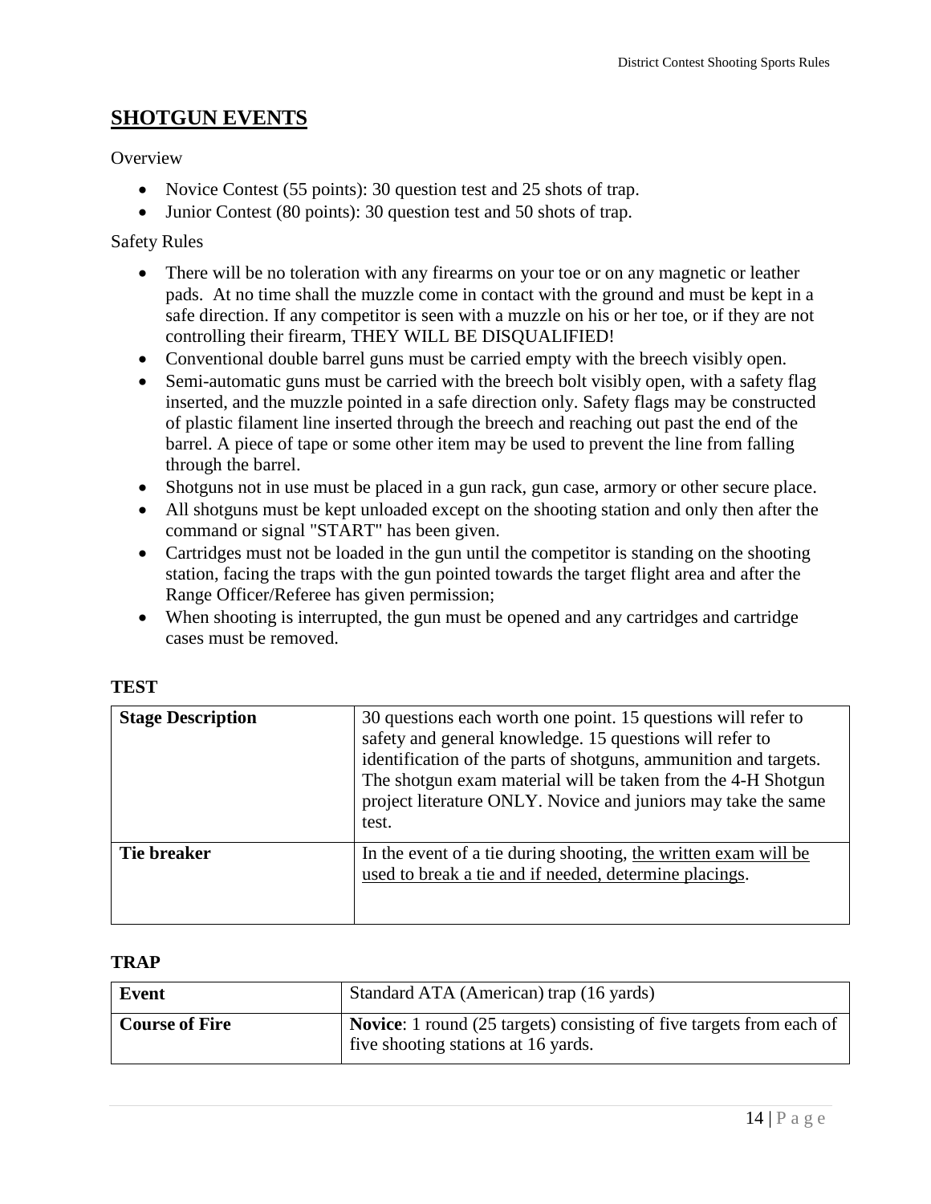## SHOTGUN EVENTS

Overview

- Novice Contest (55 points): 30 question test and 25 shots of trap.
- Junior Contest (80 points): 30 question test and 50 shots of trap.

Safety Rules

- There will be no toleration with any firearms on your toe or on any magnetic or leather pads. At no time shall the muzzle come in contact with the ground and must be kept in a safe direction. If any competitor is seen with a muzzle on his or her toe, or if they are not controlling their firearm, THEY WILL BE DISQUALIFIED!
- Conventional double barrel guns must be carried empty with the breech visibly open.
- Semi-automatic guns must be carried with the breech bolt visibly open, with a safety flag inserted, and the muzzle pointed in a safe direction only. Safety flags may be constructed of plastic filament line inserted through the breech and reaching out past the end of the barrel. A piece of tape or some other item may be used to prevent the line from falling through the barrel.
- Shotguns not in use must be placed in a gun rack, gun case, armory or other secure place.
- All shotguns must be kept unloaded except on the shooting station and only then after the command or signal "START" has been given.
- Cartridges must not be loaded in the gun until the competitor is standing on the shooting station, facing the traps with the gun pointed towards the target flight area and after the Range Officer/Referee has given permission;
- When shooting is interrupted, the gun must be opened and any cartridges and cartridge cases must be removed.

### TEST

| **Stage Description** | 30 questions each worth one point. 15 questions will refer to safety and general knowledge. 15 questions will refer to identification of the parts of shotguns, ammunition and targets. The shotgun exam material will be taken from the 4-H Shotgun project literature ONLY. Novice and juniors may take the same test. |
|---|---|
| **Tie breaker** | In the event of a tie during shooting, the written exam will be used to break a tie and if needed, determine placings. |

### TRAP

| **Event** | Standard ATA (American) trap (16 yards) |
|---|---|
| **Course of Fire** | **Novice**: 1 round (25 targets) consisting of five targets from each of five shooting stations at 16 yards. |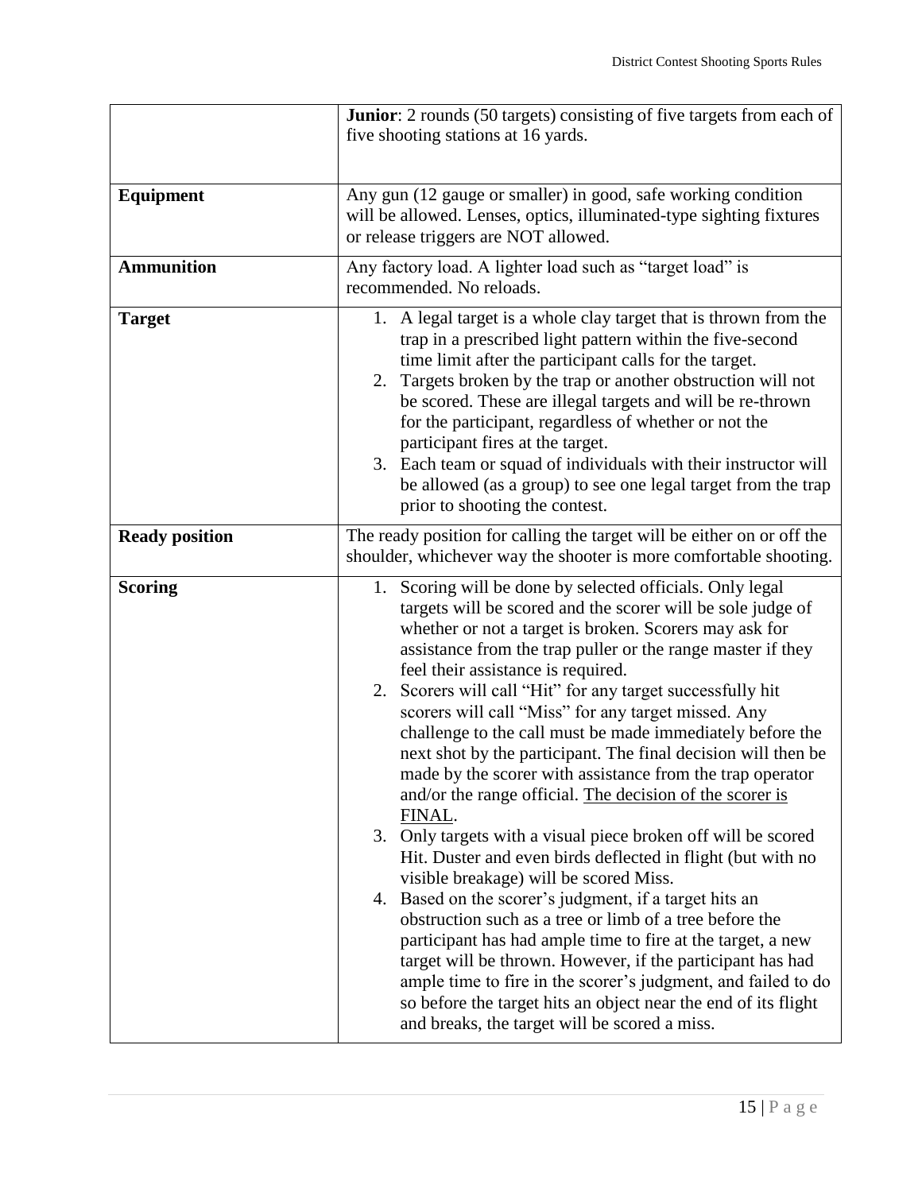| | |
|---|---|
| | **Junior**: 2 rounds (50 targets) consisting of five targets from each of five shooting stations at 16 yards. |
| **Equipment** | Any gun (12 gauge or smaller) in good, safe working condition will be allowed. Lenses, optics, illuminated-type sighting fixtures or release triggers are NOT allowed. |
| **Ammunition** | Any factory load. A lighter load such as "target load" is recommended. No reloads. |
| **Target** | 1. A legal target is a whole clay target that is thrown from the trap in a prescribed light pattern within the five-second time limit after the participant calls for the target.<br>2. Targets broken by the trap or another obstruction will not be scored. These are illegal targets and will be re-thrown for the participant, regardless of whether or not the participant fires at the target.<br>3. Each team or squad of individuals with their instructor will be allowed (as a group) to see one legal target from the trap prior to shooting the contest. |
| **Ready position** | The ready position for calling the target will be either on or off the shoulder, whichever way the shooter is more comfortable shooting. |
| **Scoring** | 1. Scoring will be done by selected officials. Only legal targets will be scored and the scorer will be sole judge of whether or not a target is broken. Scorers may ask for assistance from the trap puller or the range master if they feel their assistance is required.<br>2. Scorers will call "Hit" for any target successfully hit scorers will call "Miss" for any target missed. Any challenge to the call must be made immediately before the next shot by the participant. The final decision will then be made by the scorer with assistance from the trap operator and/or the range official. <u>The decision of the scorer is FINAL</u>.<br>3. Only targets with a visual piece broken off will be scored Hit. Duster and even birds deflected in flight (but with no visible breakage) will be scored Miss.<br>4. Based on the scorer's judgment, if a target hits an obstruction such as a tree or limb of a tree before the participant has had ample time to fire at the target, a new target will be thrown. However, if the participant has had ample time to fire in the scorer's judgment, and failed to do so before the target hits an object near the end of its flight and breaks, the target will be scored a miss. |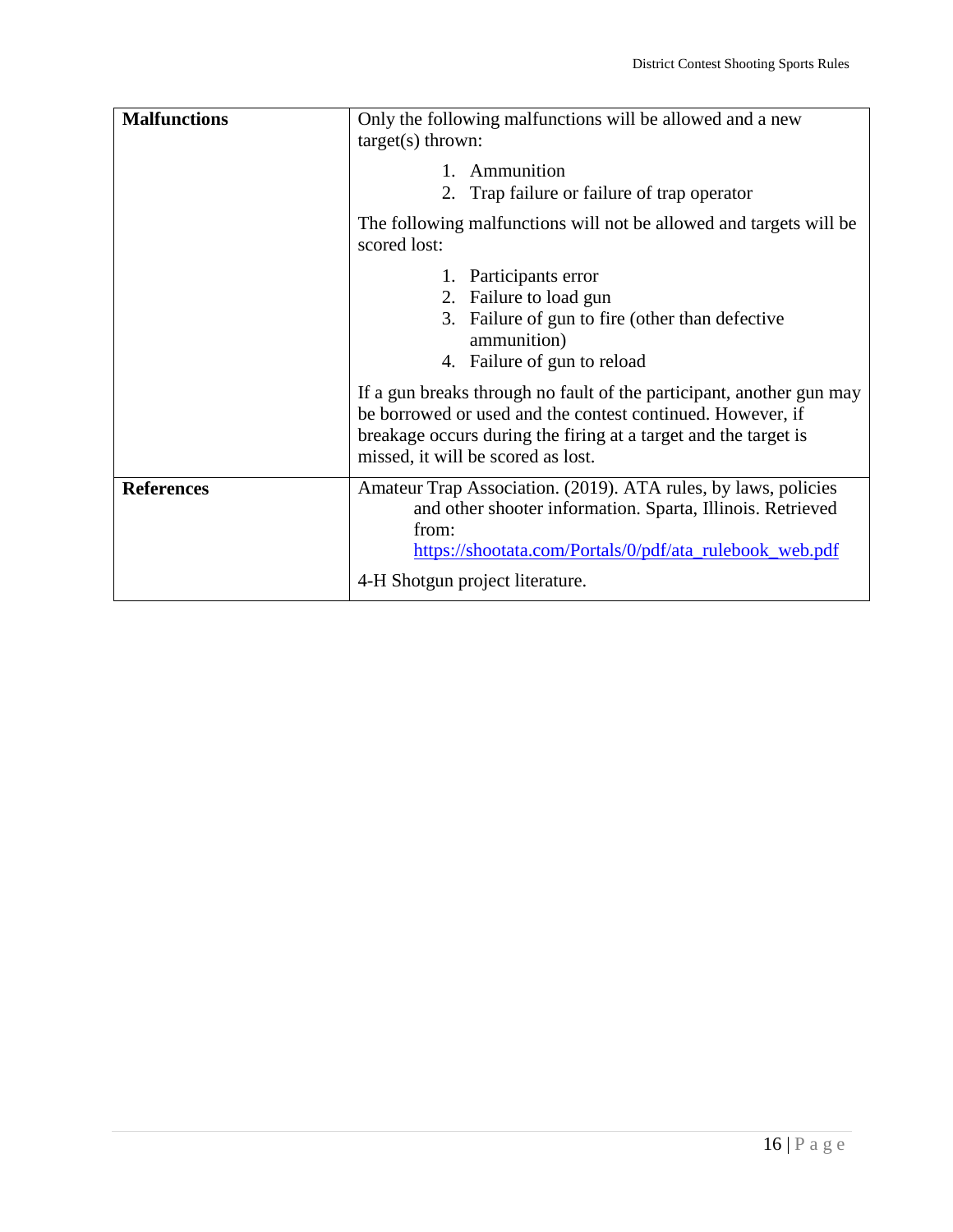| | |
|---|---|
| **Malfunctions** | Only the following malfunctions will be allowed and a new target(s) thrown:<br><br>1. Ammunition<br>2. Trap failure or failure of trap operator<br><br>The following malfunctions will not be allowed and targets will be scored lost:<br><br>1. Participants error<br>2. Failure to load gun<br>3. Failure of gun to fire (other than defective ammunition)<br>4. Failure of gun to reload<br><br>If a gun breaks through no fault of the participant, another gun may be borrowed or used and the contest continued. However, if breakage occurs during the firing at a target and the target is missed, it will be scored as lost. |
| **References** | Amateur Trap Association. (2019). ATA rules, by laws, policies and other shooter information. Sparta, Illinois. Retrieved from: https://shootata.com/Portals/0/pdf/ata_rulebook_web.pdf<br><br>4-H Shotgun project literature. |